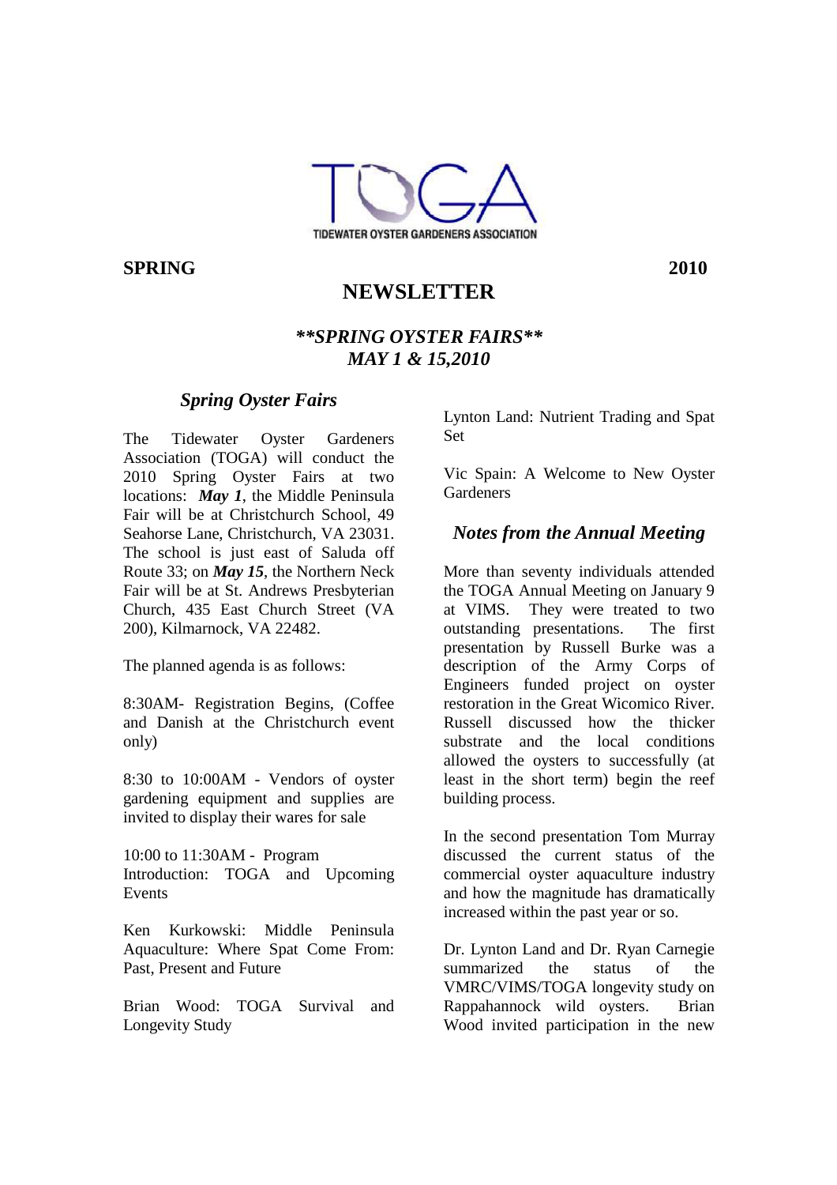TIDEWATER OYSTER GARDENERS ASSOCIATION

**SPRING** **2010**

# NEWSLETTER

***\*\*SPRING OYSTER FAIRS\*\****
***MAY 1 & 15,2010***

## *Spring Oyster Fairs*

The Tidewater Oyster Gardeners Association (TOGA) will conduct the 2010 Spring Oyster Fairs at two locations: ***May 1***, the Middle Peninsula Fair will be at Christchurch School, 49 Seahorse Lane, Christchurch, VA 23031. The school is just east of Saluda off Route 33; on ***May 15***, the Northern Neck Fair will be at St. Andrews Presbyterian Church, 435 East Church Street (VA 200), Kilmarnock, VA 22482.

The planned agenda is as follows:

8:30AM- Registration Begins, (Coffee and Danish at the Christchurch event only)

8:30 to 10:00AM - Vendors of oyster gardening equipment and supplies are invited to display their wares for sale

10:00 to 11:30AM - Program
Introduction: TOGA and Upcoming Events

Ken Kurkowski: Middle Peninsula Aquaculture: Where Spat Come From: Past, Present and Future

Brian Wood: TOGA Survival and Longevity Study

Lynton Land: Nutrient Trading and Spat Set

Vic Spain: A Welcome to New Oyster Gardeners

## *Notes from the Annual Meeting*

More than seventy individuals attended the TOGA Annual Meeting on January 9 at VIMS. They were treated to two outstanding presentations. The first presentation by Russell Burke was a description of the Army Corps of Engineers funded project on oyster restoration in the Great Wicomico River. Russell discussed how the thicker substrate and the local conditions allowed the oysters to successfully (at least in the short term) begin the reef building process.

In the second presentation Tom Murray discussed the current status of the commercial oyster aquaculture industry and how the magnitude has dramatically increased within the past year or so.

Dr. Lynton Land and Dr. Ryan Carnegie summarized the status of the VMRC/VIMS/TOGA longevity study on Rappahannock wild oysters. Brian Wood invited participation in the new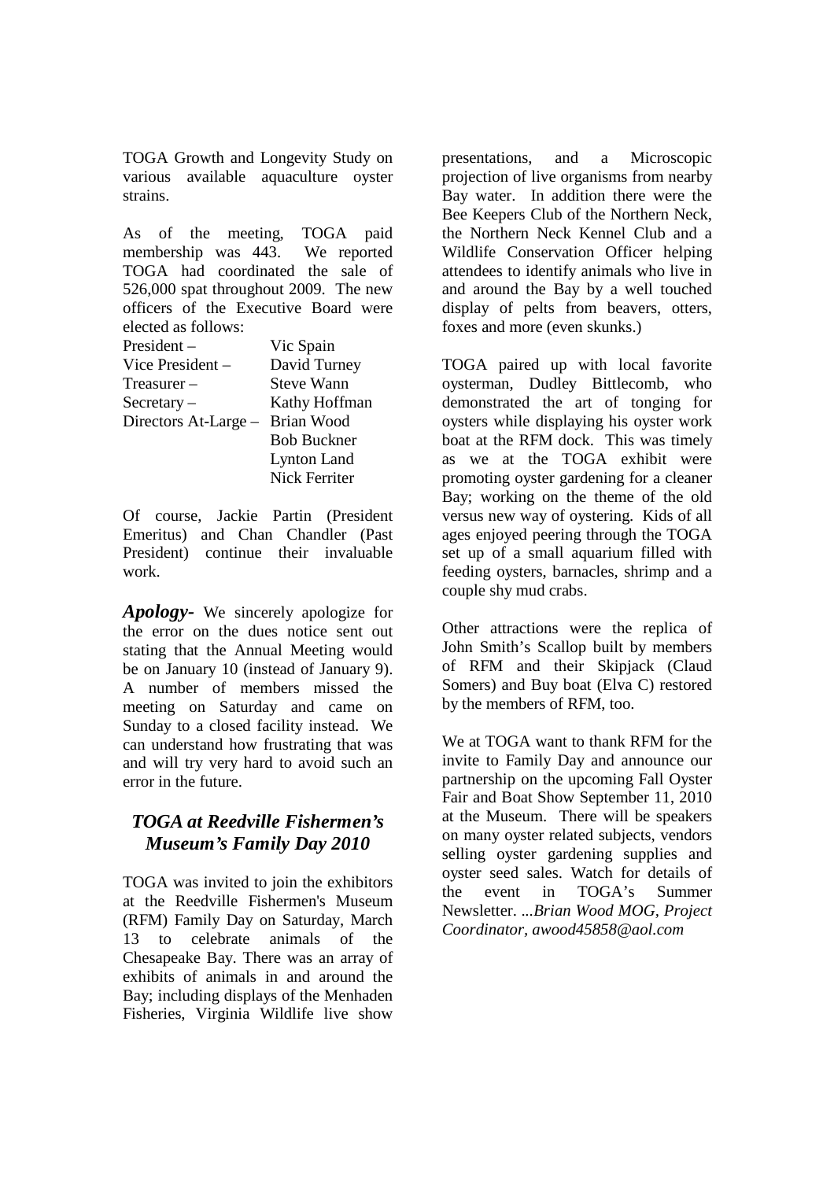TOGA Growth and Longevity Study on various available aquaculture oyster strains.

As of the meeting, TOGA paid membership was 443. We reported TOGA had coordinated the sale of 526,000 spat throughout 2009. The new officers of the Executive Board were elected as follows:

| | |
|---|---|
| President – | Vic Spain |
| Vice President – | David Turney |
| Treasurer – | Steve Wann |
| Secretary – | Kathy Hoffman |
| Directors At-Large – | Brian Wood |
| | Bob Buckner |
| | Lynton Land |
| | Nick Ferriter |

Of course, Jackie Partin (President Emeritus) and Chan Chandler (Past President) continue their invaluable work.

***Apology-*** We sincerely apologize for the error on the dues notice sent out stating that the Annual Meeting would be on January 10 (instead of January 9). A number of members missed the meeting on Saturday and came on Sunday to a closed facility instead. We can understand how frustrating that was and will try very hard to avoid such an error in the future.

## *TOGA at Reedville Fishermen's Museum's Family Day 2010*

TOGA was invited to join the exhibitors at the Reedville Fishermen's Museum (RFM) Family Day on Saturday, March 13 to celebrate animals of the Chesapeake Bay. There was an array of exhibits of animals in and around the Bay; including displays of the Menhaden Fisheries, Virginia Wildlife live show presentations, and a Microscopic projection of live organisms from nearby Bay water. In addition there were the Bee Keepers Club of the Northern Neck, the Northern Neck Kennel Club and a Wildlife Conservation Officer helping attendees to identify animals who live in and around the Bay by a well touched display of pelts from beavers, otters, foxes and more (even skunks.)

TOGA paired up with local favorite oysterman, Dudley Bittlecomb, who demonstrated the art of tonging for oysters while displaying his oyster work boat at the RFM dock. This was timely as we at the TOGA exhibit were promoting oyster gardening for a cleaner Bay; working on the theme of the old versus new way of oystering. Kids of all ages enjoyed peering through the TOGA set up of a small aquarium filled with feeding oysters, barnacles, shrimp and a couple shy mud crabs.

Other attractions were the replica of John Smith's Scallop built by members of RFM and their Skipjack (Claud Somers) and Buy boat (Elva C) restored by the members of RFM, too.

We at TOGA want to thank RFM for the invite to Family Day and announce our partnership on the upcoming Fall Oyster Fair and Boat Show September 11, 2010 at the Museum. There will be speakers on many oyster related subjects, vendors selling oyster gardening supplies and oyster seed sales. Watch for details of the event in TOGA's Summer Newsletter. *...Brian Wood MOG, Project Coordinator, awood45858@aol.com*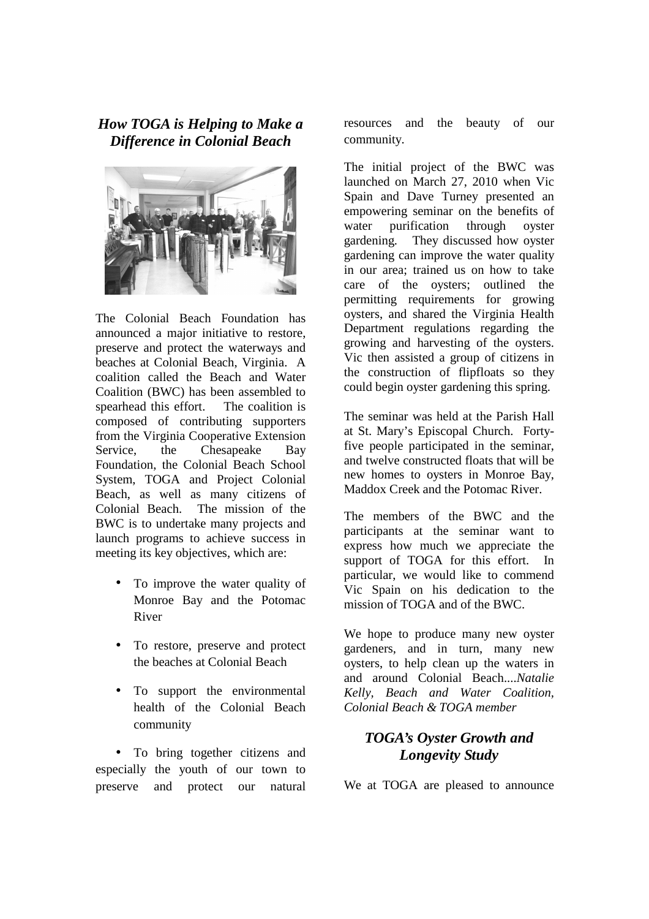## *How TOGA is Helping to Make a Difference in Colonial Beach*

The Colonial Beach Foundation has announced a major initiative to restore, preserve and protect the waterways and beaches at Colonial Beach, Virginia. A coalition called the Beach and Water Coalition (BWC) has been assembled to spearhead this effort. The coalition is composed of contributing supporters from the Virginia Cooperative Extension Service, the Chesapeake Bay Foundation, the Colonial Beach School System, TOGA and Project Colonial Beach, as well as many citizens of Colonial Beach. The mission of the BWC is to undertake many projects and launch programs to achieve success in meeting its key objectives, which are:

- To improve the water quality of Monroe Bay and the Potomac River
- To restore, preserve and protect the beaches at Colonial Beach
- To support the environmental health of the Colonial Beach community
- To bring together citizens and especially the youth of our town to preserve and protect our natural resources and the beauty of our community.

The initial project of the BWC was launched on March 27, 2010 when Vic Spain and Dave Turney presented an empowering seminar on the benefits of water purification through oyster gardening. They discussed how oyster gardening can improve the water quality in our area; trained us on how to take care of the oysters; outlined the permitting requirements for growing oysters, and shared the Virginia Health Department regulations regarding the growing and harvesting of the oysters. Vic then assisted a group of citizens in the construction of flipfloats so they could begin oyster gardening this spring.

The seminar was held at the Parish Hall at St. Mary's Episcopal Church. Forty-five people participated in the seminar, and twelve constructed floats that will be new homes to oysters in Monroe Bay, Maddox Creek and the Potomac River.

The members of the BWC and the participants at the seminar want to express how much we appreciate the support of TOGA for this effort. In particular, we would like to commend Vic Spain on his dedication to the mission of TOGA and of the BWC.

We hope to produce many new oyster gardeners, and in turn, many new oysters, to help clean up the waters in and around Colonial Beach....*Natalie Kelly, Beach and Water Coalition, Colonial Beach & TOGA member*

## *TOGA's Oyster Growth and Longevity Study*

We at TOGA are pleased to announce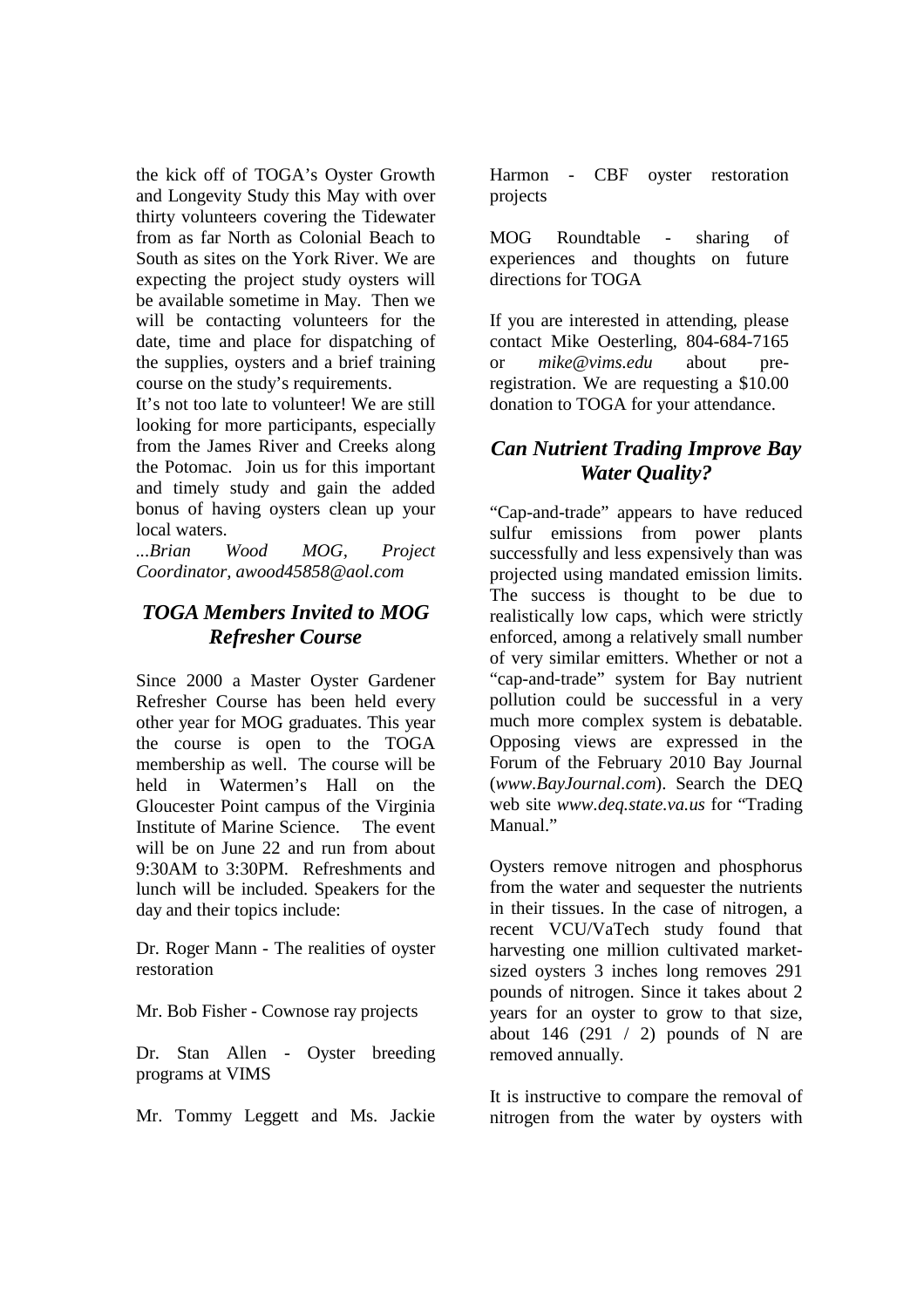the kick off of TOGA's Oyster Growth and Longevity Study this May with over thirty volunteers covering the Tidewater from as far North as Colonial Beach to South as sites on the York River. We are expecting the project study oysters will be available sometime in May. Then we will be contacting volunteers for the date, time and place for dispatching of the supplies, oysters and a brief training course on the study's requirements.

It's not too late to volunteer! We are still looking for more participants, especially from the James River and Creeks along the Potomac. Join us for this important and timely study and gain the added bonus of having oysters clean up your local waters.

*...Brian Wood MOG, Project Coordinator, awood45858@aol.com*

## *TOGA Members Invited to MOG Refresher Course*

Since 2000 a Master Oyster Gardener Refresher Course has been held every other year for MOG graduates. This year the course is open to the TOGA membership as well. The course will be held in Watermen's Hall on the Gloucester Point campus of the Virginia Institute of Marine Science. The event will be on June 22 and run from about 9:30AM to 3:30PM. Refreshments and lunch will be included. Speakers for the day and their topics include:

Dr. Roger Mann - The realities of oyster restoration

Mr. Bob Fisher - Cownose ray projects

Dr. Stan Allen - Oyster breeding programs at VIMS

Mr. Tommy Leggett and Ms. Jackie Harmon - CBF oyster restoration projects

MOG Roundtable - sharing of experiences and thoughts on future directions for TOGA

If you are interested in attending, please contact Mike Oesterling, 804-684-7165 or *mike@vims.edu* about pre-registration. We are requesting a $10.00 donation to TOGA for your attendance.

## *Can Nutrient Trading Improve Bay Water Quality?*

"Cap-and-trade" appears to have reduced sulfur emissions from power plants successfully and less expensively than was projected using mandated emission limits. The success is thought to be due to realistically low caps, which were strictly enforced, among a relatively small number of very similar emitters. Whether or not a "cap-and-trade" system for Bay nutrient pollution could be successful in a very much more complex system is debatable. Opposing views are expressed in the Forum of the February 2010 Bay Journal (*www.BayJournal.com*). Search the DEQ web site *www.deq.state.va.us* for "Trading Manual."

Oysters remove nitrogen and phosphorus from the water and sequester the nutrients in their tissues. In the case of nitrogen, a recent VCU/VaTech study found that harvesting one million cultivated market-sized oysters 3 inches long removes 291 pounds of nitrogen. Since it takes about 2 years for an oyster to grow to that size, about 146 (291 / 2) pounds of N are removed annually.

It is instructive to compare the removal of nitrogen from the water by oysters with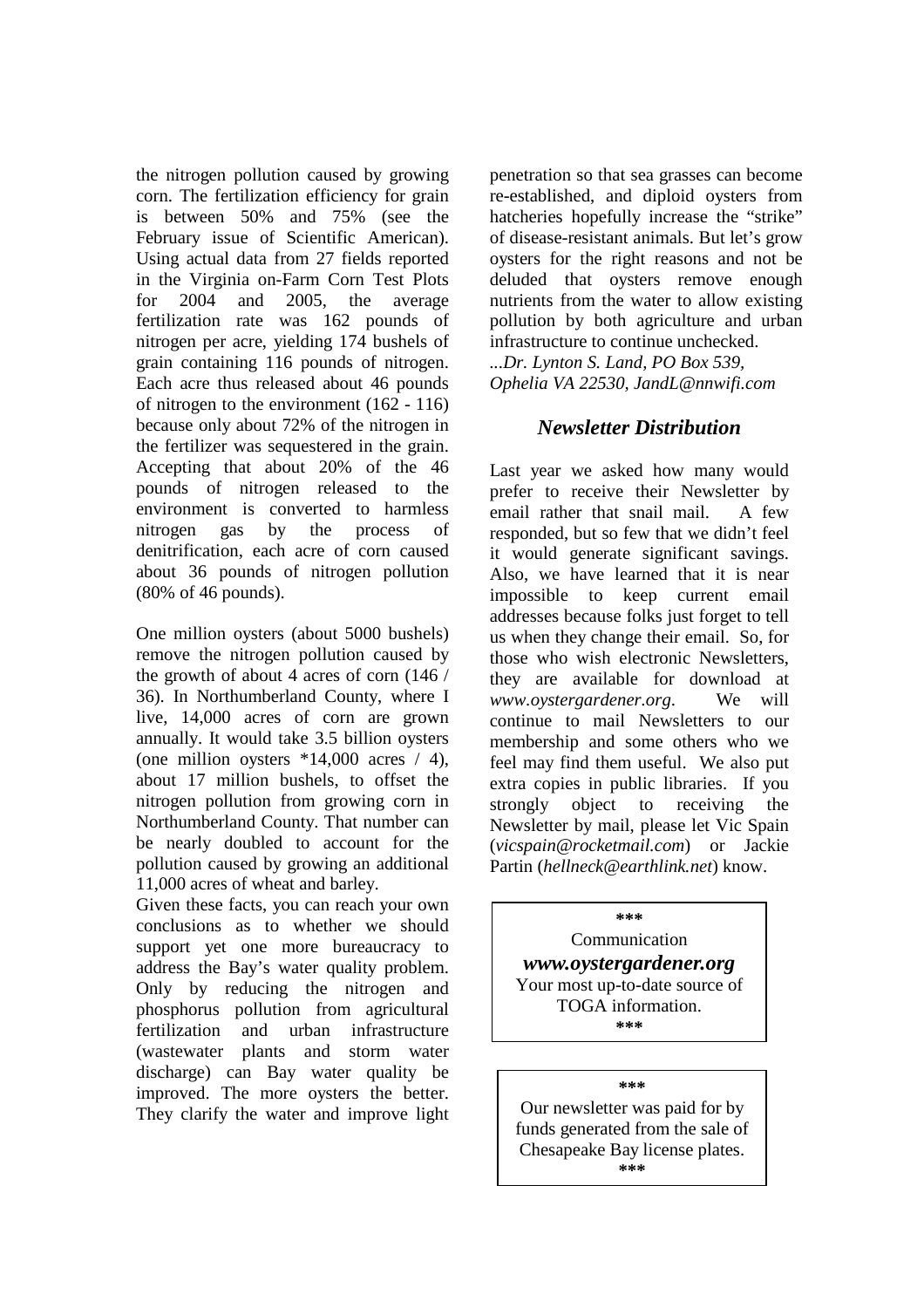the nitrogen pollution caused by growing corn. The fertilization efficiency for grain is between 50% and 75% (see the February issue of Scientific American). Using actual data from 27 fields reported in the Virginia on-Farm Corn Test Plots for 2004 and 2005, the average fertilization rate was 162 pounds of nitrogen per acre, yielding 174 bushels of grain containing 116 pounds of nitrogen. Each acre thus released about 46 pounds of nitrogen to the environment (162 - 116) because only about 72% of the nitrogen in the fertilizer was sequestered in the grain. Accepting that about 20% of the 46 pounds of nitrogen released to the environment is converted to harmless nitrogen gas by the process of denitrification, each acre of corn caused about 36 pounds of nitrogen pollution (80% of 46 pounds).

One million oysters (about 5000 bushels) remove the nitrogen pollution caused by the growth of about 4 acres of corn (146 / 36). In Northumberland County, where I live, 14,000 acres of corn are grown annually. It would take 3.5 billion oysters (one million oysters *14,000 acres / 4), about 17 million bushels, to offset the nitrogen pollution from growing corn in Northumberland County. That number can be nearly doubled to account for the pollution caused by growing an additional 11,000 acres of wheat and barley.

Given these facts, you can reach your own conclusions as to whether we should support yet one more bureaucracy to address the Bay's water quality problem. Only by reducing the nitrogen and phosphorus pollution from agricultural fertilization and urban infrastructure (wastewater plants and storm water discharge) can Bay water quality be improved. The more oysters the better. They clarify the water and improve light penetration so that sea grasses can become re-established, and diploid oysters from hatcheries hopefully increase the "strike" of disease-resistant animals. But let's grow oysters for the right reasons and not be deluded that oysters remove enough nutrients from the water to allow existing pollution by both agriculture and urban infrastructure to continue unchecked.

*...Dr. Lynton S. Land, PO Box 539, Ophelia VA 22530, JandL@nnwifi.com*

## *Newsletter Distribution*

Last year we asked how many would prefer to receive their Newsletter by email rather that snail mail. A few responded, but so few that we didn't feel it would generate significant savings. Also, we have learned that it is near impossible to keep current email addresses because folks just forget to tell us when they change their email. So, for those who wish electronic Newsletters, they are available for download at *www.oystergardener.org*. We will continue to mail Newsletters to our membership and some others who we feel may find them useful. We also put extra copies in public libraries. If you strongly object to receiving the Newsletter by mail, please let Vic Spain (*vicspain@rocketmail.com*) or Jackie Partin (*hellneck@earthlink.net*) know.

**\*\*\***

Communication

***www.oystergardener.org***

Your most up-to-date source of TOGA information.

**\*\*\***

**\*\*\***

Our newsletter was paid for by funds generated from the sale of Chesapeake Bay license plates.

**\*\*\***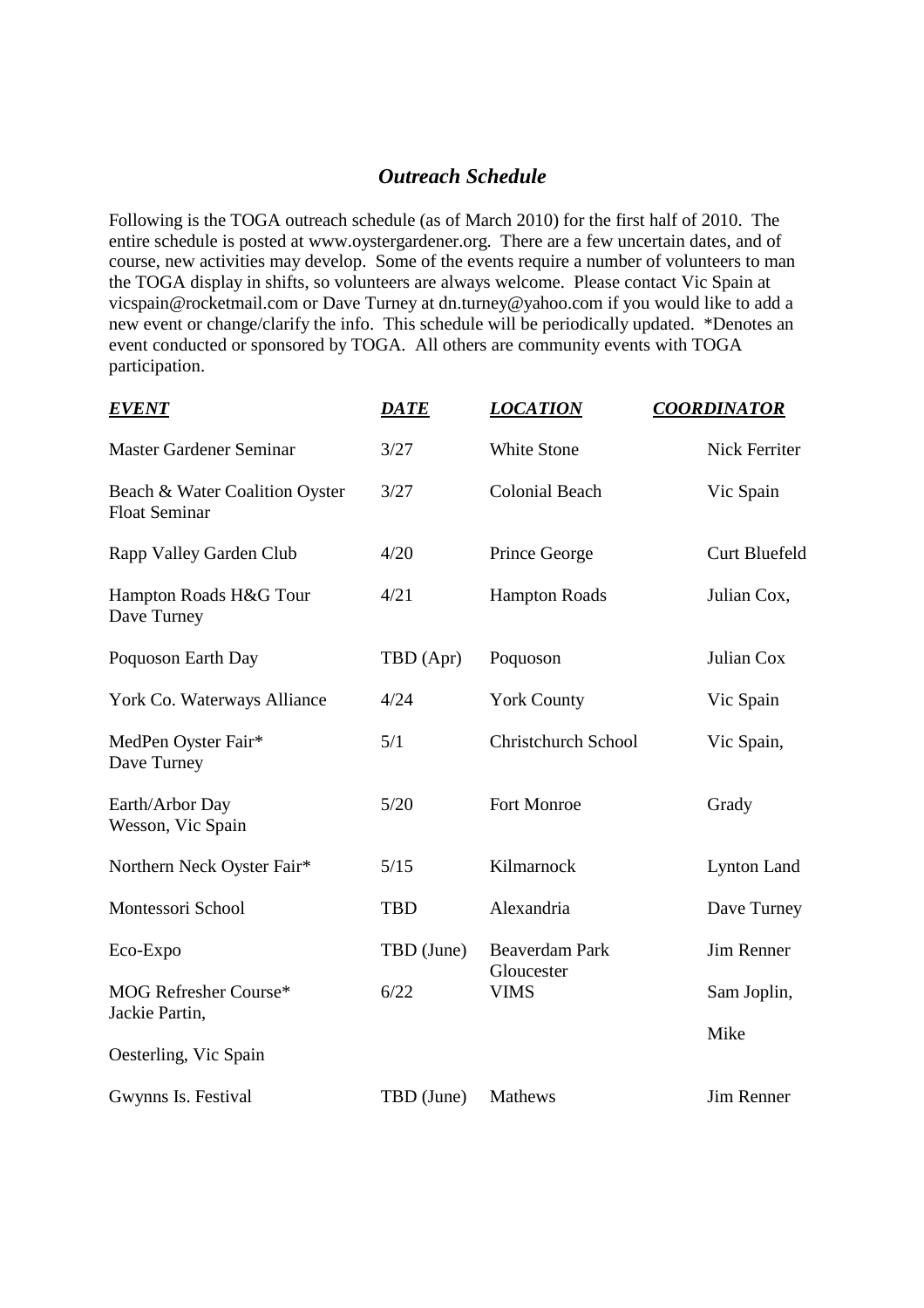## *Outreach Schedule*

Following is the TOGA outreach schedule (as of March 2010) for the first half of 2010. The entire schedule is posted at www.oystergardener.org. There are a few uncertain dates, and of course, new activities may develop. Some of the events require a number of volunteers to man the TOGA display in shifts, so volunteers are always welcome. Please contact Vic Spain at vicspain@rocketmail.com or Dave Turney at dn.turney@yahoo.com if you would like to add a new event or change/clarify the info. This schedule will be periodically updated. *Denotes an event conducted or sponsored by TOGA. All others are community events with TOGA participation.

| ***EVENT*** | ***DATE*** | ***LOCATION*** | ***COORDINATOR*** |
|---|---|---|---|
| Master Gardener Seminar | 3/27 | White Stone | Nick Ferriter |
| Beach & Water Coalition Oyster Float Seminar | 3/27 | Colonial Beach | Vic Spain |
| Rapp Valley Garden Club | 4/20 | Prince George | Curt Bluefeld |
| Hampton Roads H&G Tour | 4/21 | Hampton Roads | Julian Cox, Dave Turney |
| Poquoson Earth Day | TBD (Apr) | Poquoson | Julian Cox |
| York Co. Waterways Alliance | 4/24 | York County | Vic Spain |
| MedPen Oyster Fair* | 5/1 | Christchurch School | Vic Spain, Dave Turney |
| Earth/Arbor Day | 5/20 | Fort Monroe | Grady Wesson, Vic Spain |
| Northern Neck Oyster Fair* | 5/15 | Kilmarnock | Lynton Land |
| Montessori School | TBD | Alexandria | Dave Turney |
| Eco-Expo | TBD (June) | Beaverdam Park Gloucester | Jim Renner |
| MOG Refresher Course* | 6/22 | VIMS | Sam Joplin, Jackie Partin, Mike Oesterling, Vic Spain |
| Gwynns Is. Festival | TBD (June) | Mathews | Jim Renner |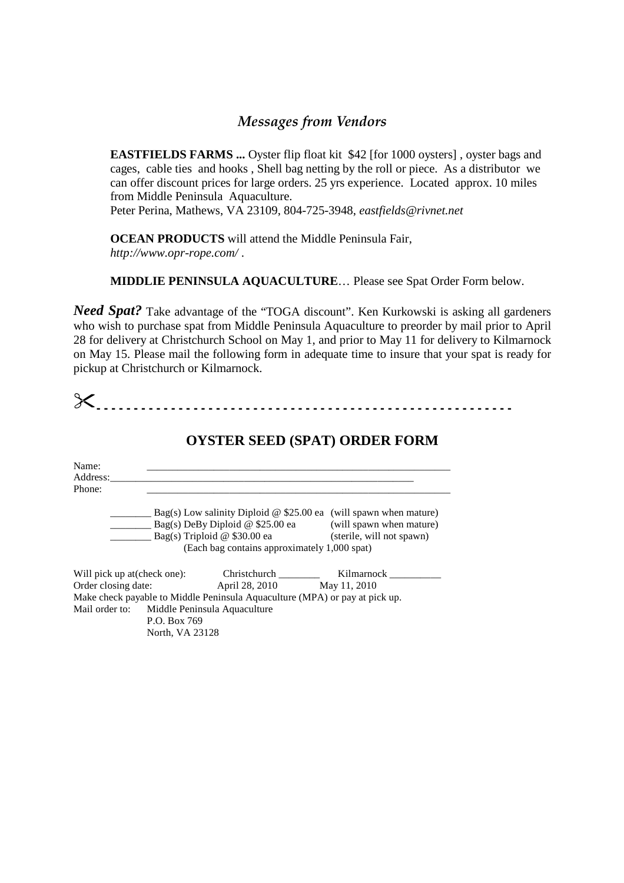## *Messages from Vendors*

**EASTFIELDS FARMS ...** Oyster flip float kit $42 [for 1000 oysters] , oyster bags and cages, cable ties and hooks , Shell bag netting by the roll or piece. As a distributor we can offer discount prices for large orders. 25 yrs experience. Located approx. 10 miles from Middle Peninsula Aquaculture.
Peter Perina, Mathews, VA 23109, 804-725-3948, *eastfields@rivnet.net*

**OCEAN PRODUCTS** will attend the Middle Peninsula Fair, *http://www.opr-rope.com/* .

**MIDDLIE PENINSULA AQUACULTURE**… Please see Spat Order Form below.

***Need Spat?*** Take advantage of the "TOGA discount". Ken Kurkowski is asking all gardeners who wish to purchase spat from Middle Peninsula Aquaculture to preorder by mail prior to April 28 for delivery at Christchurch School on May 1, and prior to May 11 for delivery to Kilmarnock on May 15. Please mail the following form in adequate time to insure that your spat is ready for pickup at Christchurch or Kilmarnock.

✂- - - - - - - - - - - - - - - - - - - - - - - - - - - - - - - - - - - - - - - - - - - - - - - - - - - -

## OYSTER SEED (SPAT) ORDER FORM

Name: ____________________________________________________________
Address:____________________________________________________________
Phone: ____________________________________________________________

________ Bag(s) Low salinity Diploid @ $25.00 ea (will spawn when mature)
________ Bag(s) DeBy Diploid @ $25.00 ea (will spawn when mature)
________ Bag(s) Triploid @ $30.00 ea (sterile, will not spawn)
(Each bag contains approximately 1,000 spat)

Will pick up at(check one): Christchurch ________ Kilmarnock __________
Order closing date: April 28, 2010 May 11, 2010
Make check payable to Middle Peninsula Aquaculture (MPA) or pay at pick up.
Mail order to: Middle Peninsula Aquaculture
P.O. Box 769
North, VA 23128